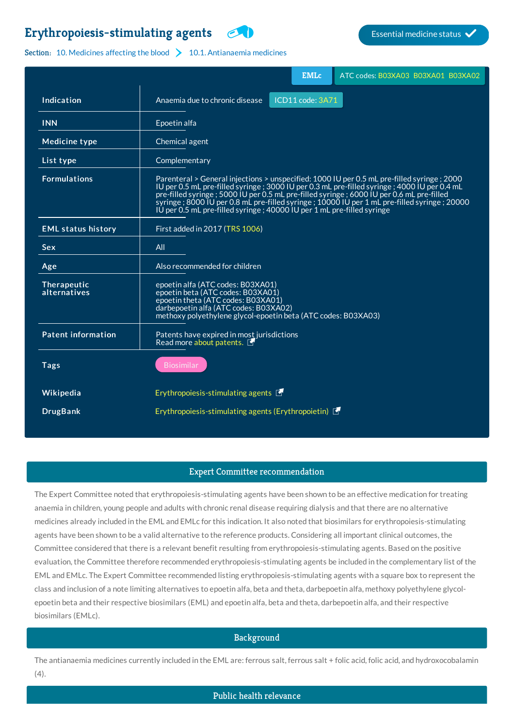# Erythropoiesis-stimulating agents

Essential medicine status ✓

Section: 10. Medicines affecting the blood > 10.1. Antianaemia medicines

EMLc | ATC codes: B03XA03 B03XA01 B03XA02

| | |
|---|---|
| **Indication** | Anaemia due to chronic disease ICD11 code: 3A71 |
| **INN** | Epoetin alfa |
| **Medicine type** | Chemical agent |
| **List type** | Complementary |
| **Formulations** | Parenteral > General injections > unspecified: 1000 IU per 0.5 mL pre-filled syringe ; 2000 IU per 0.5 mL pre-filled syringe ; 3000 IU per 0.3 mL pre-filled syringe ; 4000 IU per 0.4 mL pre-filled syringe ; 5000 IU per 0.5 mL pre-filled syringe ; 6000 IU per 0.6 mL pre-filled syringe ; 8000 IU per 0.8 mL pre-filled syringe ; 10000 IU per 1 mL pre-filled syringe ; 20000 IU per 0.5 mL pre-filled syringe ; 40000 IU per 1 mL pre-filled syringe |
| **EML status history** | First added in 2017 (TRS 1006) |
| **Sex** | All |
| **Age** | Also recommended for children |
| **Therapeutic alternatives** | epoetin alfa (ATC codes: B03XA01)<br>epoetin beta (ATC codes: B03XA01)<br>epoetin theta (ATC codes: B03XA01)<br>darbepoetin alfa (ATC codes: B03XA02)<br>methoxy polyethylene glycol-epoetin beta (ATC codes: B03XA03) |
| **Patent information** | Patents have expired in most jurisdictions<br>Read more about patents. |
| **Tags** | Biosimilar |
| **Wikipedia** | Erythropoiesis-stimulating agents |
| **DrugBank** | Erythropoiesis-stimulating agents (Erythropoietin) |

## Expert Committee recommendation

The Expert Committee noted that erythropoiesis-stimulating agents have been shown to be an effective medication for treating anaemia in children, young people and adults with chronic renal disease requiring dialysis and that there are no alternative medicines already included in the EML and EMLc for this indication. It also noted that biosimilars for erythropoiesis-stimulating agents have been shown to be a valid alternative to the reference products. Considering all important clinical outcomes, the Committee considered that there is a relevant benefit resulting from erythropoiesis-stimulating agents. Based on the positive evaluation, the Committee therefore recommended erythropoiesis-stimulating agents be included in the complementary list of the EML and EMLc. The Expert Committee recommended listing erythropoiesis-stimulating agents with a square box to represent the class and inclusion of a note limiting alternatives to epoetin alfa, beta and theta, darbepoetin alfa, methoxy polyethylene glycol-epoetin beta and their respective biosimilars (EML) and epoetin alfa, beta and theta, darbepoetin alfa, and their respective biosimilars (EMLc).

## Background

The antianaemia medicines currently included in the EML are: ferrous salt, ferrous salt + folic acid, folic acid, and hydroxocobalamin (4).

## Public health relevance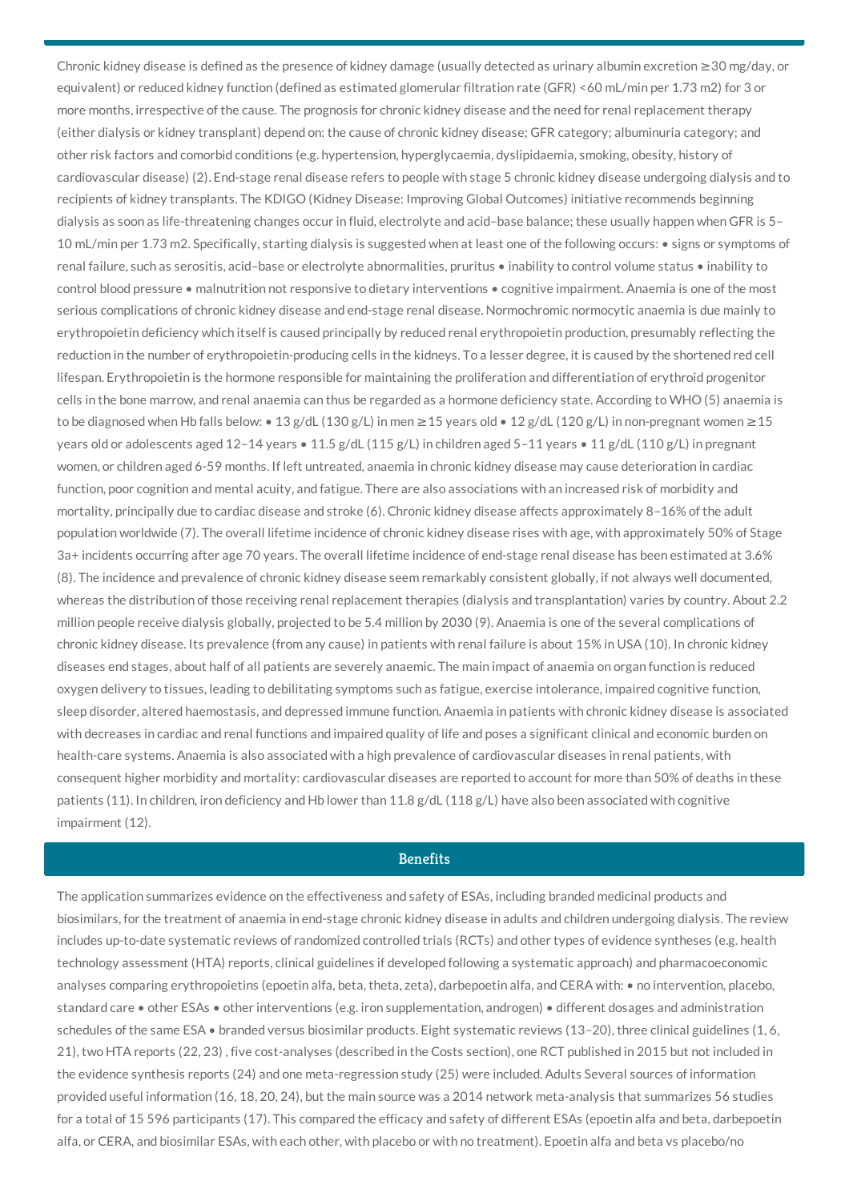Chronic kidney disease is defined as the presence of kidney damage (usually detected as urinary albumin excretion ≥30 mg/day, or equivalent) or reduced kidney function (defined as estimated glomerular filtration rate (GFR) <60 mL/min per 1.73 m2) for 3 or more months, irrespective of the cause. The prognosis for chronic kidney disease and the need for renal replacement therapy (either dialysis or kidney transplant) depend on: the cause of chronic kidney disease; GFR category; albuminuria category; and other risk factors and comorbid conditions (e.g. hypertension, hyperglycaemia, dyslipidaemia, smoking, obesity, history of cardiovascular disease) (2). End-stage renal disease refers to people with stage 5 chronic kidney disease undergoing dialysis and to recipients of kidney transplants. The KDIGO (Kidney Disease: Improving Global Outcomes) initiative recommends beginning dialysis as soon as life-threatening changes occur in fluid, electrolyte and acid–base balance; these usually happen when GFR is 5–10 mL/min per 1.73 m2. Specifically, starting dialysis is suggested when at least one of the following occurs: • signs or symptoms of renal failure, such as serositis, acid–base or electrolyte abnormalities, pruritus • inability to control volume status • inability to control blood pressure • malnutrition not responsive to dietary interventions • cognitive impairment. Anaemia is one of the most serious complications of chronic kidney disease and end-stage renal disease. Normochromic normocytic anaemia is due mainly to erythropoietin deficiency which itself is caused principally by reduced renal erythropoietin production, presumably reflecting the reduction in the number of erythropoietin-producing cells in the kidneys. To a lesser degree, it is caused by the shortened red cell lifespan. Erythropoietin is the hormone responsible for maintaining the proliferation and differentiation of erythroid progenitor cells in the bone marrow, and renal anaemia can thus be regarded as a hormone deficiency state. According to WHO (5) anaemia is to be diagnosed when Hb falls below: • 13 g/dL (130 g/L) in men ≥15 years old • 12 g/dL (120 g/L) in non-pregnant women ≥15 years old or adolescents aged 12–14 years • 11.5 g/dL (115 g/L) in children aged 5–11 years • 11 g/dL (110 g/L) in pregnant women, or children aged 6-59 months. If left untreated, anaemia in chronic kidney disease may cause deterioration in cardiac function, poor cognition and mental acuity, and fatigue. There are also associations with an increased risk of morbidity and mortality, principally due to cardiac disease and stroke (6). Chronic kidney disease affects approximately 8–16% of the adult population worldwide (7). The overall lifetime incidence of chronic kidney disease rises with age, with approximately 50% of Stage 3a+ incidents occurring after age 70 years. The overall lifetime incidence of end-stage renal disease has been estimated at 3.6% (8). The incidence and prevalence of chronic kidney disease seem remarkably consistent globally, if not always well documented, whereas the distribution of those receiving renal replacement therapies (dialysis and transplantation) varies by country. About 2.2 million people receive dialysis globally, projected to be 5.4 million by 2030 (9). Anaemia is one of the several complications of chronic kidney disease. Its prevalence (from any cause) in patients with renal failure is about 15% in USA (10). In chronic kidney diseases end stages, about half of all patients are severely anaemic. The main impact of anaemia on organ function is reduced oxygen delivery to tissues, leading to debilitating symptoms such as fatigue, exercise intolerance, impaired cognitive function, sleep disorder, altered haemostasis, and depressed immune function. Anaemia in patients with chronic kidney disease is associated with decreases in cardiac and renal functions and impaired quality of life and poses a significant clinical and economic burden on health-care systems. Anaemia is also associated with a high prevalence of cardiovascular diseases in renal patients, with consequent higher morbidity and mortality: cardiovascular diseases are reported to account for more than 50% of deaths in these patients (11). In children, iron deficiency and Hb lower than 11.8 g/dL (118 g/L) have also been associated with cognitive impairment (12).

## Benefits

The application summarizes evidence on the effectiveness and safety of ESAs, including branded medicinal products and biosimilars, for the treatment of anaemia in end-stage chronic kidney disease in adults and children undergoing dialysis. The review includes up-to-date systematic reviews of randomized controlled trials (RCTs) and other types of evidence syntheses (e.g. health technology assessment (HTA) reports, clinical guidelines if developed following a systematic approach) and pharmacoeconomic analyses comparing erythropoietins (epoetin alfa, beta, theta, zeta), darbepoetin alfa, and CERA with: • no intervention, placebo, standard care • other ESAs • other interventions (e.g. iron supplementation, androgen) • different dosages and administration schedules of the same ESA • branded versus biosimilar products. Eight systematic reviews (13–20), three clinical guidelines (1, 6, 21), two HTA reports (22, 23) , five cost-analyses (described in the Costs section), one RCT published in 2015 but not included in the evidence synthesis reports (24) and one meta-regression study (25) were included. Adults Several sources of information provided useful information (16, 18, 20, 24), but the main source was a 2014 network meta-analysis that summarizes 56 studies for a total of 15 596 participants (17). This compared the efficacy and safety of different ESAs (epoetin alfa and beta, darbepoetin alfa, or CERA, and biosimilar ESAs, with each other, with placebo or with no treatment). Epoetin alfa and beta vs placebo/no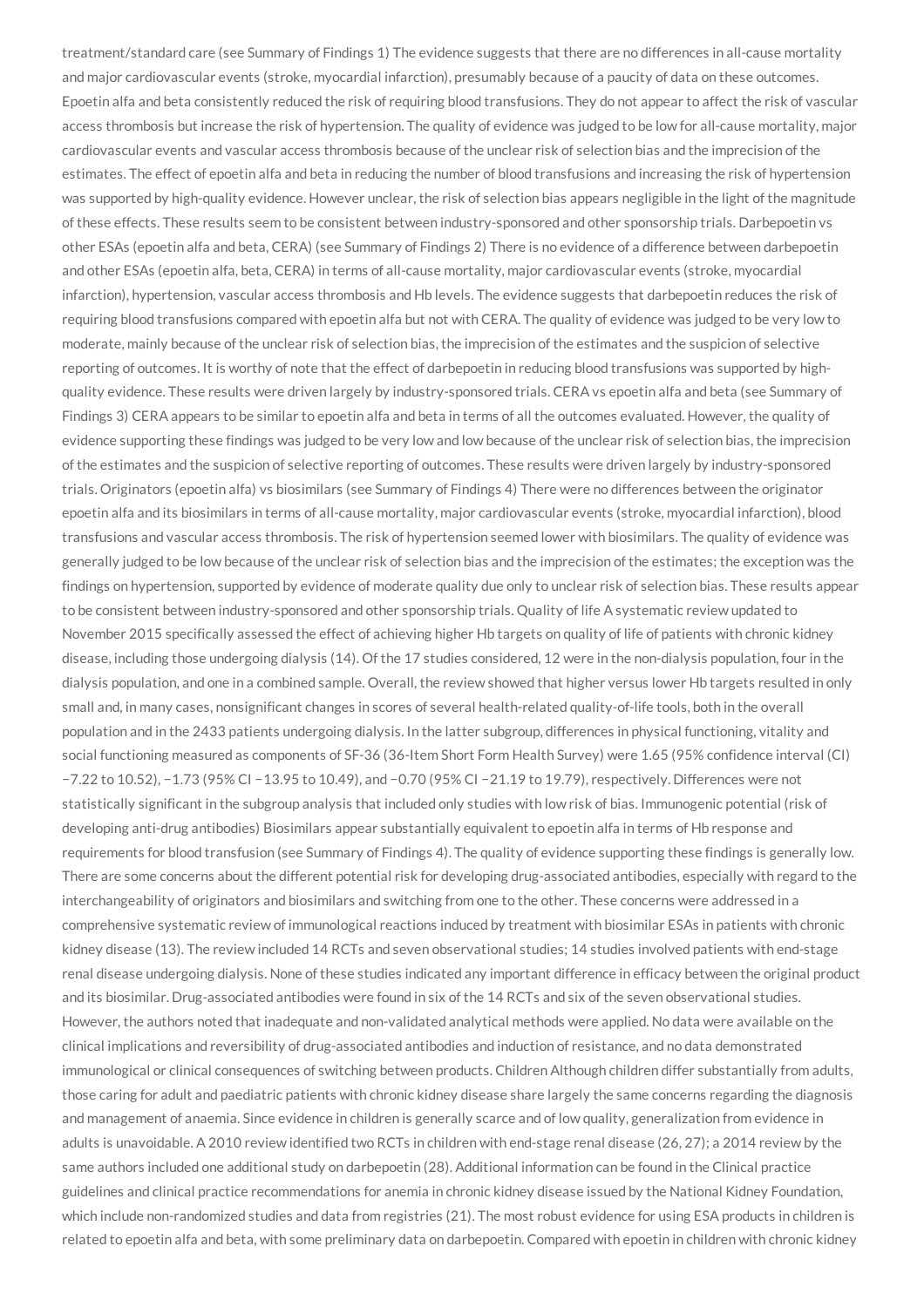treatment/standard care (see Summary of Findings 1) The evidence suggests that there are no differences in all-cause mortality and major cardiovascular events (stroke, myocardial infarction), presumably because of a paucity of data on these outcomes. Epoetin alfa and beta consistently reduced the risk of requiring blood transfusions. They do not appear to affect the risk of vascular access thrombosis but increase the risk of hypertension. The quality of evidence was judged to be low for all-cause mortality, major cardiovascular events and vascular access thrombosis because of the unclear risk of selection bias and the imprecision of the estimates. The effect of epoetin alfa and beta in reducing the number of blood transfusions and increasing the risk of hypertension was supported by high-quality evidence. However unclear, the risk of selection bias appears negligible in the light of the magnitude of these effects. These results seem to be consistent between industry-sponsored and other sponsorship trials. Darbepoetin vs other ESAs (epoetin alfa and beta, CERA) (see Summary of Findings 2) There is no evidence of a difference between darbepoetin and other ESAs (epoetin alfa, beta, CERA) in terms of all-cause mortality, major cardiovascular events (stroke, myocardial infarction), hypertension, vascular access thrombosis and Hb levels. The evidence suggests that darbepoetin reduces the risk of requiring blood transfusions compared with epoetin alfa but not with CERA. The quality of evidence was judged to be very low to moderate, mainly because of the unclear risk of selection bias, the imprecision of the estimates and the suspicion of selective reporting of outcomes. It is worthy of note that the effect of darbepoetin in reducing blood transfusions was supported by high-quality evidence. These results were driven largely by industry-sponsored trials. CERA vs epoetin alfa and beta (see Summary of Findings 3) CERA appears to be similar to epoetin alfa and beta in terms of all the outcomes evaluated. However, the quality of evidence supporting these findings was judged to be very low and low because of the unclear risk of selection bias, the imprecision of the estimates and the suspicion of selective reporting of outcomes. These results were driven largely by industry-sponsored trials. Originators (epoetin alfa) vs biosimilars (see Summary of Findings 4) There were no differences between the originator epoetin alfa and its biosimilars in terms of all-cause mortality, major cardiovascular events (stroke, myocardial infarction), blood transfusions and vascular access thrombosis. The risk of hypertension seemed lower with biosimilars. The quality of evidence was generally judged to be low because of the unclear risk of selection bias and the imprecision of the estimates; the exception was the findings on hypertension, supported by evidence of moderate quality due only to unclear risk of selection bias. These results appear to be consistent between industry-sponsored and other sponsorship trials. Quality of life A systematic review updated to November 2015 specifically assessed the effect of achieving higher Hb targets on quality of life of patients with chronic kidney disease, including those undergoing dialysis (14). Of the 17 studies considered, 12 were in the non-dialysis population, four in the dialysis population, and one in a combined sample. Overall, the review showed that higher versus lower Hb targets resulted in only small and, in many cases, nonsignificant changes in scores of several health-related quality-of-life tools, both in the overall population and in the 2433 patients undergoing dialysis. In the latter subgroup, differences in physical functioning, vitality and social functioning measured as components of SF-36 (36-Item Short Form Health Survey) were 1.65 (95% confidence interval (CI) −7.22 to 10.52), −1.73 (95% CI −13.95 to 10.49), and −0.70 (95% CI −21.19 to 19.79), respectively. Differences were not statistically significant in the subgroup analysis that included only studies with low risk of bias. Immunogenic potential (risk of developing anti-drug antibodies) Biosimilars appear substantially equivalent to epoetin alfa in terms of Hb response and requirements for blood transfusion (see Summary of Findings 4). The quality of evidence supporting these findings is generally low. There are some concerns about the different potential risk for developing drug-associated antibodies, especially with regard to the interchangeability of originators and biosimilars and switching from one to the other. These concerns were addressed in a comprehensive systematic review of immunological reactions induced by treatment with biosimilar ESAs in patients with chronic kidney disease (13). The review included 14 RCTs and seven observational studies; 14 studies involved patients with end-stage renal disease undergoing dialysis. None of these studies indicated any important difference in efficacy between the original product and its biosimilar. Drug-associated antibodies were found in six of the 14 RCTs and six of the seven observational studies. However, the authors noted that inadequate and non-validated analytical methods were applied. No data were available on the clinical implications and reversibility of drug-associated antibodies and induction of resistance, and no data demonstrated immunological or clinical consequences of switching between products. Children Although children differ substantially from adults, those caring for adult and paediatric patients with chronic kidney disease share largely the same concerns regarding the diagnosis and management of anaemia. Since evidence in children is generally scarce and of low quality, generalization from evidence in adults is unavoidable. A 2010 review identified two RCTs in children with end-stage renal disease (26, 27); a 2014 review by the same authors included one additional study on darbepoetin (28). Additional information can be found in the Clinical practice guidelines and clinical practice recommendations for anemia in chronic kidney disease issued by the National Kidney Foundation, which include non-randomized studies and data from registries (21). The most robust evidence for using ESA products in children is related to epoetin alfa and beta, with some preliminary data on darbepoetin. Compared with epoetin in children with chronic kidney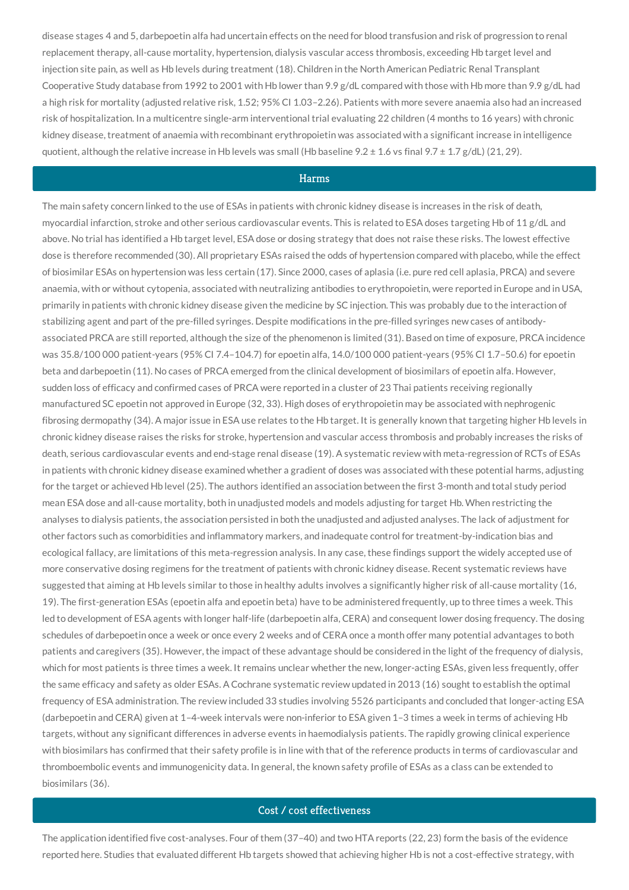disease stages 4 and 5, darbepoetin alfa had uncertain effects on the need for blood transfusion and risk of progression to renal replacement therapy, all-cause mortality, hypertension, dialysis vascular access thrombosis, exceeding Hb target level and injection site pain, as well as Hb levels during treatment (18). Children in the North American Pediatric Renal Transplant Cooperative Study database from 1992 to 2001 with Hb lower than 9.9 g/dL compared with those with Hb more than 9.9 g/dL had a high risk for mortality (adjusted relative risk, 1.52; 95% CI 1.03–2.26). Patients with more severe anaemia also had an increased risk of hospitalization. In a multicentre single-arm interventional trial evaluating 22 children (4 months to 16 years) with chronic kidney disease, treatment of anaemia with recombinant erythropoietin was associated with a significant increase in intelligence quotient, although the relative increase in Hb levels was small (Hb baseline 9.2 ± 1.6 vs final 9.7 ± 1.7 g/dL) (21, 29).

## Harms

The main safety concern linked to the use of ESAs in patients with chronic kidney disease is increases in the risk of death, myocardial infarction, stroke and other serious cardiovascular events. This is related to ESA doses targeting Hb of 11 g/dL and above. No trial has identified a Hb target level, ESA dose or dosing strategy that does not raise these risks. The lowest effective dose is therefore recommended (30). All proprietary ESAs raised the odds of hypertension compared with placebo, while the effect of biosimilar ESAs on hypertension was less certain (17). Since 2000, cases of aplasia (i.e. pure red cell aplasia, PRCA) and severe anaemia, with or without cytopenia, associated with neutralizing antibodies to erythropoietin, were reported in Europe and in USA, primarily in patients with chronic kidney disease given the medicine by SC injection. This was probably due to the interaction of stabilizing agent and part of the pre-filled syringes. Despite modifications in the pre-filled syringes new cases of antibody-associated PRCA are still reported, although the size of the phenomenon is limited (31). Based on time of exposure, PRCA incidence was 35.8/100 000 patient-years (95% CI 7.4–104.7) for epoetin alfa, 14.0/100 000 patient-years (95% CI 1.7–50.6) for epoetin beta and darbepoetin (11). No cases of PRCA emerged from the clinical development of biosimilars of epoetin alfa. However, sudden loss of efficacy and confirmed cases of PRCA were reported in a cluster of 23 Thai patients receiving regionally manufactured SC epoetin not approved in Europe (32, 33). High doses of erythropoietin may be associated with nephrogenic fibrosing dermopathy (34). A major issue in ESA use relates to the Hb target. It is generally known that targeting higher Hb levels in chronic kidney disease raises the risks for stroke, hypertension and vascular access thrombosis and probably increases the risks of death, serious cardiovascular events and end-stage renal disease (19). A systematic review with meta-regression of RCTs of ESAs in patients with chronic kidney disease examined whether a gradient of doses was associated with these potential harms, adjusting for the target or achieved Hb level (25). The authors identified an association between the first 3-month and total study period mean ESA dose and all-cause mortality, both in unadjusted models and models adjusting for target Hb. When restricting the analyses to dialysis patients, the association persisted in both the unadjusted and adjusted analyses. The lack of adjustment for other factors such as comorbidities and inflammatory markers, and inadequate control for treatment-by-indication bias and ecological fallacy, are limitations of this meta-regression analysis. In any case, these findings support the widely accepted use of more conservative dosing regimens for the treatment of patients with chronic kidney disease. Recent systematic reviews have suggested that aiming at Hb levels similar to those in healthy adults involves a significantly higher risk of all-cause mortality (16, 19). The first-generation ESAs (epoetin alfa and epoetin beta) have to be administered frequently, up to three times a week. This led to development of ESA agents with longer half-life (darbepoetin alfa, CERA) and consequent lower dosing frequency. The dosing schedules of darbepoetin once a week or once every 2 weeks and of CERA once a month offer many potential advantages to both patients and caregivers (35). However, the impact of these advantage should be considered in the light of the frequency of dialysis, which for most patients is three times a week. It remains unclear whether the new, longer-acting ESAs, given less frequently, offer the same efficacy and safety as older ESAs. A Cochrane systematic review updated in 2013 (16) sought to establish the optimal frequency of ESA administration. The review included 33 studies involving 5526 participants and concluded that longer-acting ESA (darbepoetin and CERA) given at 1–4-week intervals were non-inferior to ESA given 1–3 times a week in terms of achieving Hb targets, without any significant differences in adverse events in haemodialysis patients. The rapidly growing clinical experience with biosimilars has confirmed that their safety profile is in line with that of the reference products in terms of cardiovascular and thromboembolic events and immunogenicity data. In general, the known safety profile of ESAs as a class can be extended to biosimilars (36).

## Cost / cost effectiveness

The application identified five cost-analyses. Four of them (37–40) and two HTA reports (22, 23) form the basis of the evidence reported here. Studies that evaluated different Hb targets showed that achieving higher Hb is not a cost-effective strategy, with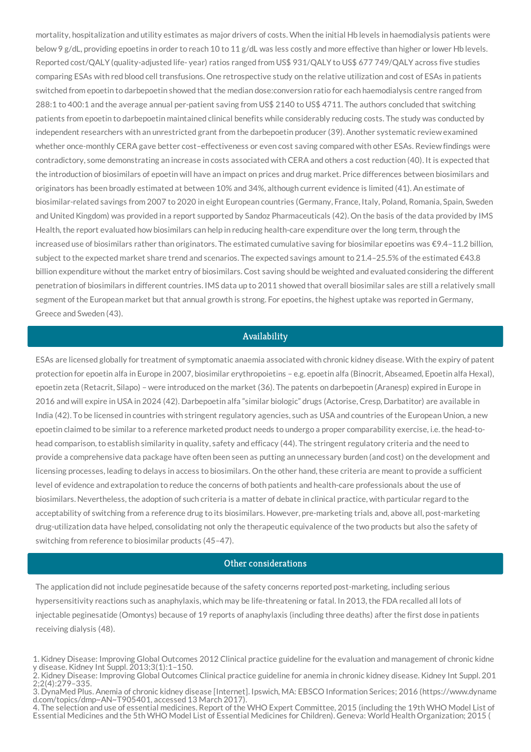mortality, hospitalization and utility estimates as major drivers of costs. When the initial Hb levels in haemodialysis patients were below 9 g/dL, providing epoetins in order to reach 10 to 11 g/dL was less costly and more effective than higher or lower Hb levels. Reported cost/QALY (quality-adjusted life- year) ratios ranged from US$ 931/QALY to US$ 677 749/QALY across five studies comparing ESAs with red blood cell transfusions. One retrospective study on the relative utilization and cost of ESAs in patients switched from epoetin to darbepoetin showed that the median dose:conversion ratio for each haemodialysis centre ranged from 288:1 to 400:1 and the average annual per-patient saving from US$ 2140 to US$ 4711. The authors concluded that switching patients from epoetin to darbepoetin maintained clinical benefits while considerably reducing costs. The study was conducted by independent researchers with an unrestricted grant from the darbepoetin producer (39). Another systematic review examined whether once-monthly CERA gave better cost–effectiveness or even cost saving compared with other ESAs. Review findings were contradictory, some demonstrating an increase in costs associated with CERA and others a cost reduction (40). It is expected that the introduction of biosimilars of epoetin will have an impact on prices and drug market. Price differences between biosimilars and originators has been broadly estimated at between 10% and 34%, although current evidence is limited (41). An estimate of biosimilar-related savings from 2007 to 2020 in eight European countries (Germany, France, Italy, Poland, Romania, Spain, Sweden and United Kingdom) was provided in a report supported by Sandoz Pharmaceuticals (42). On the basis of the data provided by IMS Health, the report evaluated how biosimilars can help in reducing health-care expenditure over the long term, through the increased use of biosimilars rather than originators. The estimated cumulative saving for biosimilar epoetins was €9.4–11.2 billion, subject to the expected market share trend and scenarios. The expected savings amount to 21.4–25.5% of the estimated €43.8 billion expenditure without the market entry of biosimilars. Cost saving should be weighted and evaluated considering the different penetration of biosimilars in different countries. IMS data up to 2011 showed that overall biosimilar sales are still a relatively small segment of the European market but that annual growth is strong. For epoetins, the highest uptake was reported in Germany, Greece and Sweden (43).

## Availability

ESAs are licensed globally for treatment of symptomatic anaemia associated with chronic kidney disease. With the expiry of patent protection for epoetin alfa in Europe in 2007, biosimilar erythropoietins – e.g. epoetin alfa (Binocrit, Abseamed, Epoetin alfa Hexal), epoetin zeta (Retacrit, Silapo) – were introduced on the market (36). The patents on darbepoetin (Aranesp) expired in Europe in 2016 and will expire in USA in 2024 (42). Darbepoetin alfa "similar biologic" drugs (Actorise, Cresp, Darbatitor) are available in India (42). To be licensed in countries with stringent regulatory agencies, such as USA and countries of the European Union, a new epoetin claimed to be similar to a reference marketed product needs to undergo a proper comparability exercise, i.e. the head-to-head comparison, to establish similarity in quality, safety and efficacy (44). The stringent regulatory criteria and the need to provide a comprehensive data package have often been seen as putting an unnecessary burden (and cost) on the development and licensing processes, leading to delays in access to biosimilars. On the other hand, these criteria are meant to provide a sufficient level of evidence and extrapolation to reduce the concerns of both patients and health-care professionals about the use of biosimilars. Nevertheless, the adoption of such criteria is a matter of debate in clinical practice, with particular regard to the acceptability of switching from a reference drug to its biosimilars. However, pre-marketing trials and, above all, post-marketing drug-utilization data have helped, consolidating not only the therapeutic equivalence of the two products but also the safety of switching from reference to biosimilar products (45–47).

## Other considerations

The application did not include peginesatide because of the safety concerns reported post-marketing, including serious hypersensitivity reactions such as anaphylaxis, which may be life-threatening or fatal. In 2013, the FDA recalled all lots of injectable peginesatide (Omontys) because of 19 reports of anaphylaxis (including three deaths) after the first dose in patients receiving dialysis (48).

1. Kidney Disease: Improving Global Outcomes 2012 Clinical practice guideline for the evaluation and management of chronic kidney disease. Kidney Int Suppl. 2013;3(1):1–150.
2. Kidney Disease: Improving Global Outcomes Clinical practice guideline for anemia in chronic kidney disease. Kidney Int Suppl. 2012;2(4):279–335.
3. DynaMed Plus. Anemia of chronic kidney disease [Internet]. Ipswich, MA: EBSCO Information Serices; 2016 (https://www.dynamed.com/topics/dmp~AN~T905401, accessed 13 March 2017).
4. The selection and use of essential medicines. Report of the WHO Expert Committee, 2015 (including the 19th WHO Model List of Essential Medicines and the 5th WHO Model List of Essential Medicines for Children). Geneva: World Health Organization; 2015 (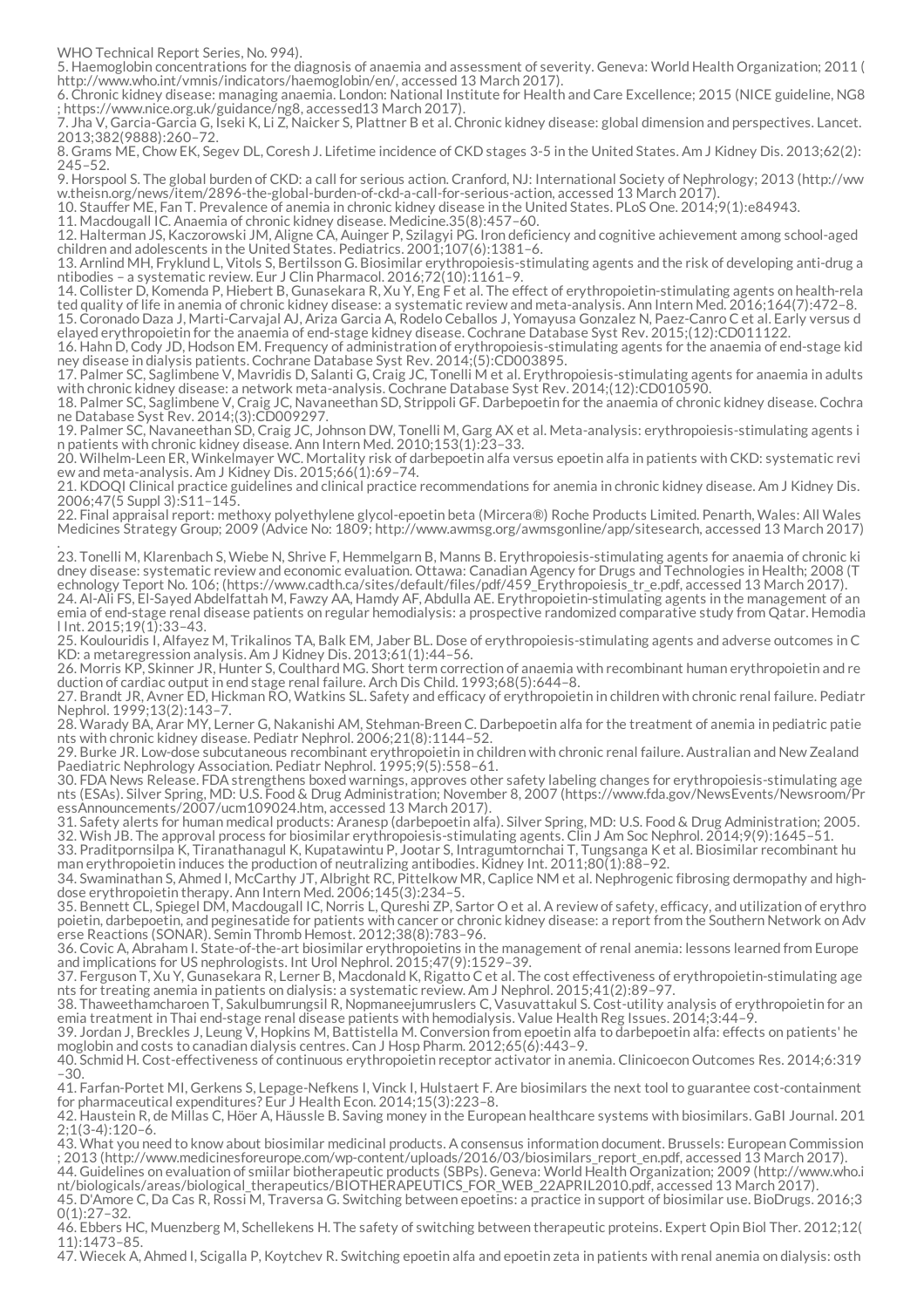WHO Technical Report Series, No. 994).

5. Haemoglobin concentrations for the diagnosis of anaemia and assessment of severity. Geneva: World Health Organization; 2011 (http://www.who.int/vmnis/indicators/haemoglobin/en/, accessed 13 March 2017).

6. Chronic kidney disease: managing anaemia. London: National Institute for Health and Care Excellence; 2015 (NICE guideline, NG8; https://www.nice.org.uk/guidance/ng8, accessed13 March 2017).

7. Jha V, Garcia-Garcia G, Iseki K, Li Z, Naicker S, Plattner B et al. Chronic kidney disease: global dimension and perspectives. Lancet. 2013;382(9888):260–72.

8. Grams ME, Chow EK, Segev DL, Coresh J. Lifetime incidence of CKD stages 3-5 in the United States. Am J Kidney Dis. 2013;62(2): 245–52.

9. Horspool S. The global burden of CKD: a call for serious action. Cranford, NJ: International Society of Nephrology; 2013 (http://www.theisn.org/news/item/2896-the-global-burden-of-ckd-a-call-for-serious-action, accessed 13 March 2017).

10. Stauffer ME, Fan T. Prevalence of anemia in chronic kidney disease in the United States. PLoS One. 2014;9(1):e84943.

11. Macdougall IC. Anaemia of chronic kidney disease. Medicine.35(8):457–60.

12. Halterman JS, Kaczorowski JM, Aligne CA, Auinger P, Szilagyi PG. Iron deficiency and cognitive achievement among school-aged children and adolescents in the United States. Pediatrics. 2001;107(6):1381–6.

13. Arnlind MH, Fryklund L, Vitols S, Bertilsson G. Biosimilar erythropoiesis-stimulating agents and the risk of developing anti-drug antibodies – a systematic review. Eur J Clin Pharmacol. 2016;72(10):1161–9.

14. Collister D, Komenda P, Hiebert B, Gunasekara R, Xu Y, Eng F et al. The effect of erythropoietin-stimulating agents on health-related quality of life in anemia of chronic kidney disease: a systematic review and meta-analysis. Ann Intern Med. 2016;164(7):472–8.

15. Coronado Daza J, Marti-Carvajal AJ, Ariza Garcia A, Rodelo Ceballos J, Yomayusa Gonzalez N, Paez-Canro C et al. Early versus delayed erythropoietin for the anaemia of end-stage kidney disease. Cochrane Database Syst Rev. 2015;(12):CD011122.

16. Hahn D, Cody JD, Hodson EM. Frequency of administration of erythropoiesis-stimulating agents for the anaemia of end-stage kidney disease in dialysis patients. Cochrane Database Syst Rev. 2014;(5):CD003895.

17. Palmer SC, Saglimbene V, Mavridis D, Salanti G, Craig JC, Tonelli M et al. Erythropoiesis-stimulating agents for anaemia in adults with chronic kidney disease: a network meta-analysis. Cochrane Database Syst Rev. 2014;(12):CD010590.

18. Palmer SC, Saglimbene V, Craig JC, Navaneethan SD, Strippoli GF. Darbepoetin for the anaemia of chronic kidney disease. Cochrane Database Syst Rev. 2014;(3):CD009297.

19. Palmer SC, Navaneethan SD, Craig JC, Johnson DW, Tonelli M, Garg AX et al. Meta-analysis: erythropoiesis-stimulating agents in patients with chronic kidney disease. Ann Intern Med. 2010;153(1):23–33.

20. Wilhelm-Leen ER, Winkelmayer WC. Mortality risk of darbepoetin alfa versus epoetin alfa in patients with CKD: systematic review and meta-analysis. Am J Kidney Dis. 2015;66(1):69–74.

21. KDOQI Clinical practice guidelines and clinical practice recommendations for anemia in chronic kidney disease. Am J Kidney Dis. 2006;47(5 Suppl 3):S11–145.

22. Final appraisal report: methoxy polyethylene glycol-epoetin beta (Mircera®) Roche Products Limited. Penarth, Wales: All Wales Medicines Strategy Group; 2009 (Advice No: 1809; http://www.awmsg.org/awmsgonline/app/sitesearch, accessed 13 March 2017).

23. Tonelli M, Klarenbach S, Wiebe N, Shrive F, Hemmelgarn B, Manns B. Erythropoiesis-stimulating agents for anaemia of chronic kidney disease: systematic review and economic evaluation. Ottawa: Canadian Agency for Drugs and Technologies in Health; 2008 (Technology Teport No. 106; (https://www.cadth.ca/sites/default/files/pdf/459_Erythropoiesis_tr_e.pdf, accessed 13 March 2017).

24. Al-Ali FS, El-Sayed Abdelfattah M, Fawzy AA, Hamdy AF, Abdulla AE. Erythropoietin-stimulating agents in the management of anemia of end-stage renal disease patients on regular hemodialysis: a prospective randomized comparative study from Qatar. Hemodial Int. 2015;19(1):33–43.

25. Koulouridis I, Alfayez M, Trikalinos TA, Balk EM, Jaber BL. Dose of erythropoiesis-stimulating agents and adverse outcomes in CKD: a metaregression analysis. Am J Kidney Dis. 2013;61(1):44–56.

26. Morris KP, Skinner JR, Hunter S, Coulthard MG. Short term correction of anaemia with recombinant human erythropoietin and reduction of cardiac output in end stage renal failure. Arch Dis Child. 1993;68(5):644–8.

27. Brandt JR, Avner ED, Hickman RO, Watkins SL. Safety and efficacy of erythropoietin in children with chronic renal failure. Pediatr Nephrol. 1999;13(2):143–7.

28. Warady BA, Arar MY, Lerner G, Nakanishi AM, Stehman-Breen C. Darbepoetin alfa for the treatment of anemia in pediatric patients with chronic kidney disease. Pediatr Nephrol. 2006;21(8):1144–52.

29. Burke JR. Low-dose subcutaneous recombinant erythropoietin in children with chronic renal failure. Australian and New Zealand Paediatric Nephrology Association. Pediatr Nephrol. 1995;9(5):558–61.

30. FDA News Release. FDA strengthens boxed warnings, approves other safety labeling changes for erythropoiesis-stimulating agents (ESAs). Silver Spring, MD: U.S. Food & Drug Administration; November 8, 2007 (https://www.fda.gov/NewsEvents/Newsroom/PressAnnouncements/2007/ucm109024.htm, accessed 13 March 2017).

31. Safety alerts for human medical products: Aranesp (darbepoetin alfa). Silver Spring, MD: U.S. Food & Drug Administration; 2005.

32. Wish JB. The approval process for biosimilar erythropoiesis-stimulating agents. Clin J Am Soc Nephrol. 2014;9(9):1645–51.

33. Praditpornsilpa K, Tiranathanagul K, Kupatawintu P, Jootar S, Intragumtornchai T, Tungsanga K et al. Biosimilar recombinant human erythropoietin induces the production of neutralizing antibodies. Kidney Int. 2011;80(1):88–92.

34. Swaminathan S, Ahmed I, McCarthy JT, Albright RC, Pittelkow MR, Caplice NM et al. Nephrogenic fibrosing dermopathy and high-dose erythropoietin therapy. Ann Intern Med. 2006;145(3):234–5.

35. Bennett CL, Spiegel DM, Macdougall IC, Norris L, Qureshi ZP, Sartor O et al. A review of safety, efficacy, and utilization of erythropoietin, darbepoetin, and peginesatide for patients with cancer or chronic kidney disease: a report from the Southern Network on Adverse Reactions (SONAR). Semin Thromb Hemost. 2012;38(8):783–96.

36. Covic A, Abraham I. State-of-the-art biosimilar erythropoietins in the management of renal anemia: lessons learned from Europe and implications for US nephrologists. Int Urol Nephrol. 2015;47(9):1529–39.

37. Ferguson T, Xu Y, Gunasekara R, Lerner B, Macdonald K, Rigatto C et al. The cost effectiveness of erythropoietin-stimulating agents for treating anemia in patients on dialysis: a systematic review. Am J Nephrol. 2015;41(2):89–97.

38. Thaweethamcharoen T, Sakulbumrungsil R, Nopmaneejumruslers C, Vasuvattakul S. Cost-utility analysis of erythropoietin for anemia treatment in Thai end-stage renal disease patients with hemodialysis. Value Health Reg Issues. 2014;3:44–9.

39. Jordan J, Breckles J, Leung V, Hopkins M, Battistella M. Conversion from epoetin alfa to darbepoetin alfa: effects on patients' hemoglobin and costs to canadian dialysis centres. Can J Hosp Pharm. 2012;65(6):443–9.

40. Schmid H. Cost-effectiveness of continuous erythropoietin receptor activator in anemia. Clinicoecon Outcomes Res. 2014;6:319–30.

41. Farfan-Portet MI, Gerkens S, Lepage-Nefkens I, Vinck I, Hulstaert F. Are biosimilars the next tool to guarantee cost-containment for pharmaceutical expenditures? Eur J Health Econ. 2014;15(3):223–8.

42. Haustein R, de Millas C, Höer A, Häussle B. Saving money in the European healthcare systems with biosimilars. GaBI Journal. 2012;1(3-4):120–6.

43. What you need to know about biosimilar medicinal products. A consensus information document. Brussels: European Commission; 2013 (http://www.medicinesforeurope.com/wp-content/uploads/2016/03/biosimilars_report_en.pdf, accessed 13 March 2017).

44. Guidelines on evaluation of smiilar biotherapeutic products (SBPs). Geneva: World Health Organization; 2009 (http://www.who.int/biologicals/areas/biological_therapeutics/BIOTHERAPEUTICS_FOR_WEB_22APRIL2010.pdf, accessed 13 March 2017).

45. D'Amore C, Da Cas R, Rossi M, Traversa G. Switching between epoetins: a practice in support of biosimilar use. BioDrugs. 2016;30(1):27–32.

46. Ebbers HC, Muenzberg M, Schellekens H. The safety of switching between therapeutic proteins. Expert Opin Biol Ther. 2012;12(11):1473–85.

47. Wiecek A, Ahmed I, Scigalla P, Koytchev R. Switching epoetin alfa and epoetin zeta in patients with renal anemia on dialysis: osth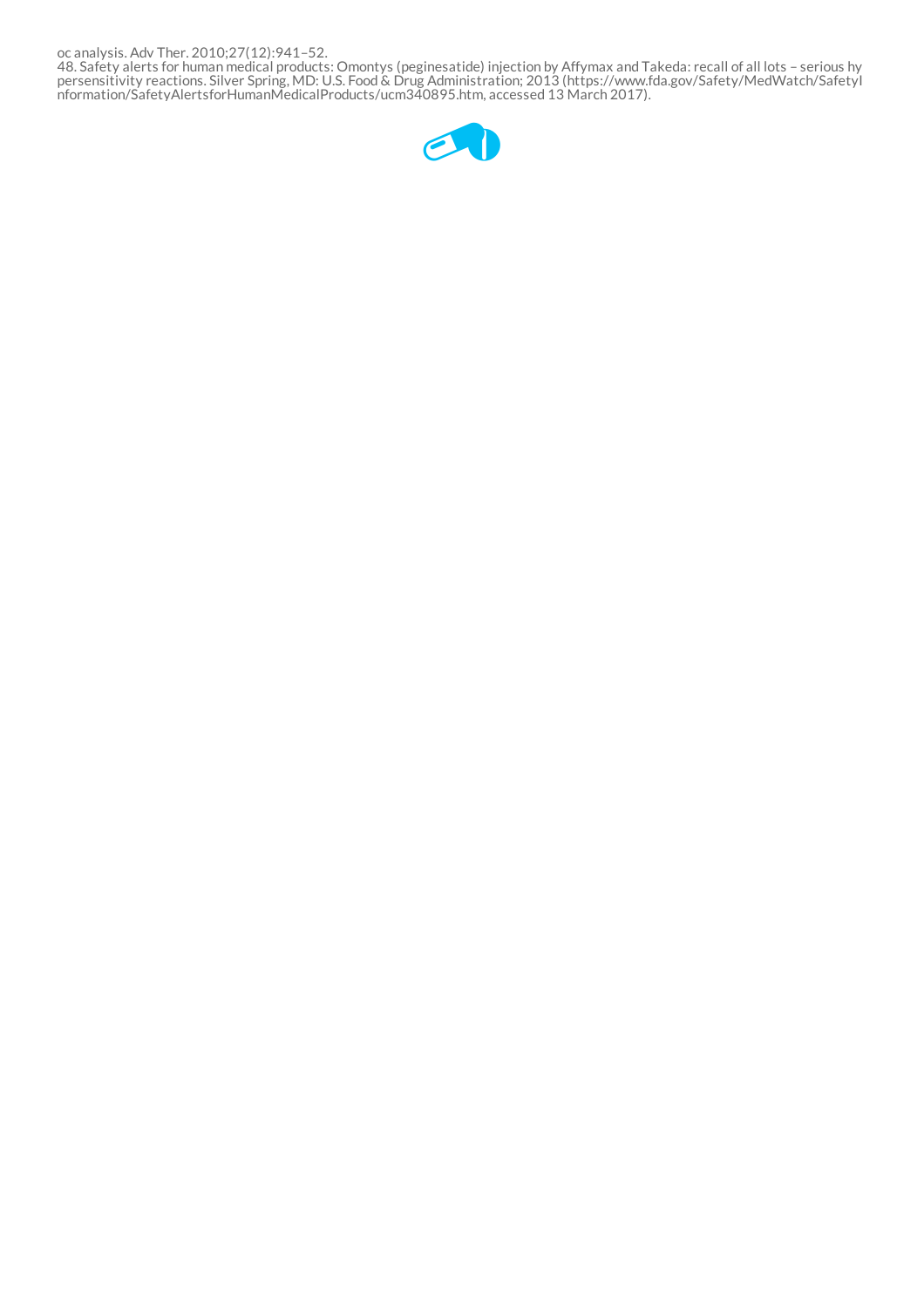oc analysis. Adv Ther. 2010;27(12):941–52.

48. Safety alerts for human medical products: Omontys (peginesatide) injection by Affymax and Takeda: recall of all lots – serious hypersensitivity reactions. Silver Spring, MD: U.S. Food & Drug Administration; 2013 (https://www.fda.gov/Safety/MedWatch/SafetyInformation/SafetyAlertsforHumanMedicalProducts/ucm340895.htm, accessed 13 March 2017).